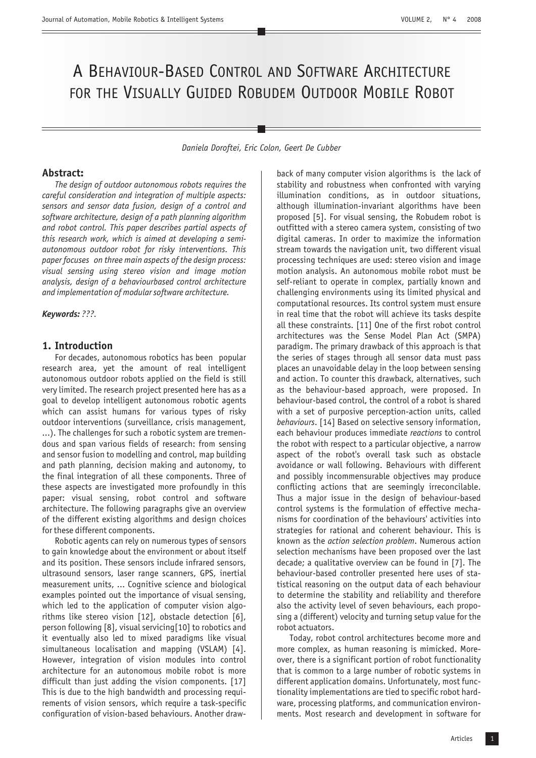# A Behaviour-Based Control and Software Architecture for the Visually Guided Robudem Outdoor Mobile Robot

*Daniela Doroftei, Eric Colon, Geert De Cubber*

## Abstract:

*The design of outdoor autonomous robots requires the careful consideration and integration of multiple aspects: sensors and sensor data fusion, design of a control and software architecture, design of a path planning algorithm and robot control. This paper describes partial aspects of this research work, which is aimed at developing a semi-autonomous outdoor robot for risky interventions. This paper focuses on three main aspects of the design process: visual sensing using stereo vision and image motion analysis, design of a behaviourbased control architecture and implementation of modular software architecture.*

***Keywords:*** *???*.

## 1. Introduction

For decades, autonomous robotics has been popular research area, yet the amount of real intelligent autonomous outdoor robots applied on the field is still very limited. The research project presented here has as a goal to develop intelligent autonomous robotic agents which can assist humans for various types of risky outdoor interventions (surveillance, crisis management, ...). The challenges for such a robotic system are tremendous and span various fields of research: from sensing and sensor fusion to modelling and control, map building and path planning, decision making and autonomy, to the final integration of all these components. Three of these aspects are investigated more profoundly in this paper: visual sensing, robot control and software architecture. The following paragraphs give an overview of the different existing algorithms and design choices for these different components.

Robotic agents can rely on numerous types of sensors to gain knowledge about the environment or about itself and its position. These sensors include infrared sensors, ultrasound sensors, laser range scanners, GPS, inertial measurement units, ... Cognitive science and biological examples pointed out the importance of visual sensing, which led to the application of computer vision algorithms like stereo vision [12], obstacle detection [6], person following [8], visual servicing[10] to robotics and it eventually also led to mixed paradigms like visual simultaneous localisation and mapping (VSLAM) [4]. However, integration of vision modules into control architecture for an autonomous mobile robot is more difficult than just adding the vision components. [17] This is due to the high bandwidth and processing requirements of vision sensors, which require a task-specific configuration of vision-based behaviours. Another drawback of many computer vision algorithms is the lack of stability and robustness when confronted with varying illumination conditions, as in outdoor situations, although illumination-invariant algorithms have been proposed [5]. For visual sensing, the Robudem robot is outfitted with a stereo camera system, consisting of two digital cameras. In order to maximize the information stream towards the navigation unit, two different visual processing techniques are used: stereo vision and image motion analysis. An autonomous mobile robot must be self-reliant to operate in complex, partially known and challenging environments using its limited physical and computational resources. Its control system must ensure in real time that the robot will achieve its tasks despite all these constraints. [11] One of the first robot control architectures was the Sense Model Plan Act (SMPA) paradigm. The primary drawback of this approach is that the series of stages through all sensor data must pass places an unavoidable delay in the loop between sensing and action. To counter this drawback, alternatives, such as the behaviour-based approach, were proposed. In behaviour-based control, the control of a robot is shared with a set of purposive perception-action units, called *behaviours*. [14] Based on selective sensory information, each behaviour produces immediate *reactions* to control the robot with respect to a particular objective, a narrow aspect of the robot's overall task such as obstacle avoidance or wall following. Behaviours with different and possibly incommensurable objectives may produce conflicting actions that are seemingly irreconcilable. Thus a major issue in the design of behaviour-based control systems is the formulation of effective mechanisms for coordination of the behaviours' activities into strategies for rational and coherent behaviour. This is known as the *action selection problem*. Numerous action selection mechanisms have been proposed over the last decade; a qualitative overview can be found in [7]. The behaviour-based controller presented here uses of statistical reasoning on the output data of each behaviour to determine the stability and reliability and therefore also the activity level of seven behaviours, each proposing a (different) velocity and turning setup value for the robot actuators.

Today, robot control architectures become more and more complex, as human reasoning is mimicked. Moreover, there is a significant portion of robot functionality that is common to a large number of robotic systems in different application domains. Unfortunately, most functionality implementations are tied to specific robot hardware, processing platforms, and communication environments. Most research and development in software for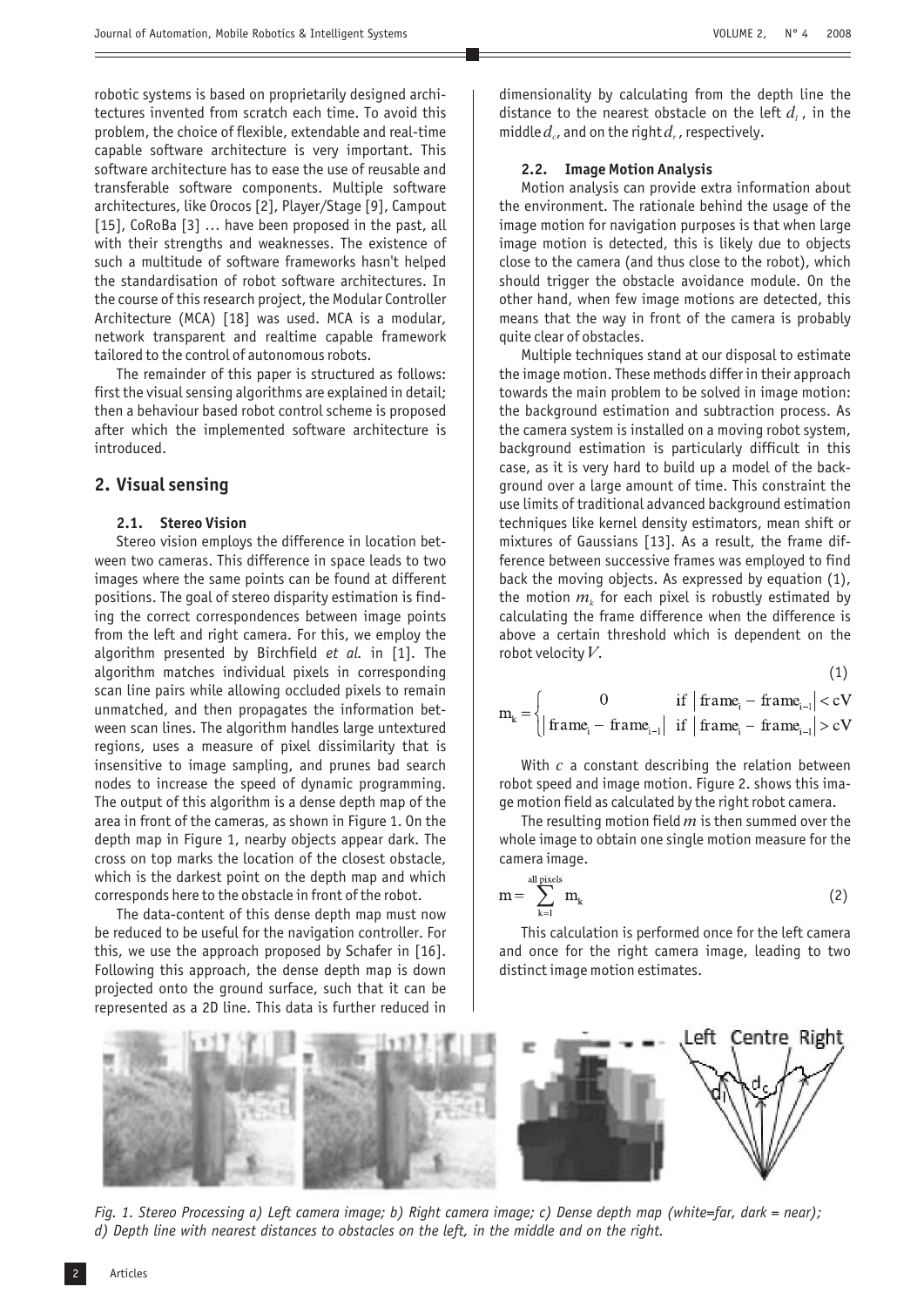robotic systems is based on proprietarily designed architectures invented from scratch each time. To avoid this problem, the choice of flexible, extendable and real-time capable software architecture is very important. This software architecture has to ease the use of reusable and transferable software components. Multiple software architectures, like Orocos [2], Player/Stage [9], Campout [15], CoRoBa [3] ... have been proposed in the past, all with their strengths and weaknesses. The existence of such a multitude of software frameworks hasn't helped the standardisation of robot software architectures. In the course of this research project, the Modular Controller Architecture (MCA) [18] was used. MCA is a modular, network transparent and realtime capable framework tailored to the control of autonomous robots.

The remainder of this paper is structured as follows: first the visual sensing algorithms are explained in detail; then a behaviour based robot control scheme is proposed after which the implemented software architecture is introduced.

## 2. Visual sensing

### 2.1. Stereo Vision

Stereo vision employs the difference in location between two cameras. This difference in space leads to two images where the same points can be found at different positions. The goal of stereo disparity estimation is finding the correct correspondences between image points from the left and right camera. For this, we employ the algorithm presented by Birchfield *et al.* in [1]. The algorithm matches individual pixels in corresponding scan line pairs while allowing occluded pixels to remain unmatched, and then propagates the information between scan lines. The algorithm handles large untextured regions, uses a measure of pixel dissimilarity that is insensitive to image sampling, and prunes bad search nodes to increase the speed of dynamic programming. The output of this algorithm is a dense depth map of the area in front of the cameras, as shown in Figure 1. On the depth map in Figure 1, nearby objects appear dark. The cross on top marks the location of the closest obstacle, which is the darkest point on the depth map and which corresponds here to the obstacle in front of the robot.

The data-content of this dense depth map must now be reduced to be useful for the navigation controller. For this, we use the approach proposed by Schafer in [16]. Following this approach, the dense depth map is down projected onto the ground surface, such that it can be represented as a 2D line. This data is further reduced in dimensionality by calculating from the depth line the distance to the nearest obstacle on the left $d_l$, in the middle $d_c$, and on the right $d_r$, respectively.

### 2.2. Image Motion Analysis

Motion analysis can provide extra information about the environment. The rationale behind the usage of the image motion for navigation purposes is that when large image motion is detected, this is likely due to objects close to the camera (and thus close to the robot), which should trigger the obstacle avoidance module. On the other hand, when few image motions are detected, this means that the way in front of the camera is probably quite clear of obstacles.

Multiple techniques stand at our disposal to estimate the image motion. These methods differ in their approach towards the main problem to be solved in image motion: the background estimation and subtraction process. As the camera system is installed on a moving robot system, background estimation is particularly difficult in this case, as it is very hard to build up a model of the background over a large amount of time. This constraint the use limits of traditional advanced background estimation techniques like kernel density estimators, mean shift or mixtures of Gaussians [13]. As a result, the frame difference between successive frames was employed to find back the moving objects. As expressed by equation (1), the motion $m_k$ for each pixel is robustly estimated by calculating the frame difference when the difference is above a certain threshold which is dependent on the robot velocity $V$.

$$m_k = \begin{cases} 0 & \text{if } \left|\text{frame}_i - \text{frame}_{i-1}\right| < cV \\ \left|\text{frame}_i - \text{frame}_{i-1}\right| & \text{if } \left|\text{frame}_i - \text{frame}_{i-1}\right| > cV \end{cases} \tag{1}$$

With $c$ a constant describing the relation between robot speed and image motion. Figure 2. shows this image motion field as calculated by the right robot camera.

The resulting motion field $m$ is then summed over the whole image to obtain one single motion measure for the camera image.

$$m = \sum_{k=1}^{\text{all pixels}} m_k \tag{2}$$

This calculation is performed once for the left camera and once for the right camera image, leading to two distinct image motion estimates.

*Fig. 1. Stereo Processing a) Left camera image; b) Right camera image; c) Dense depth map (white=far, dark = near); d) Depth line with nearest distances to obstacles on the left, in the middle and on the right.*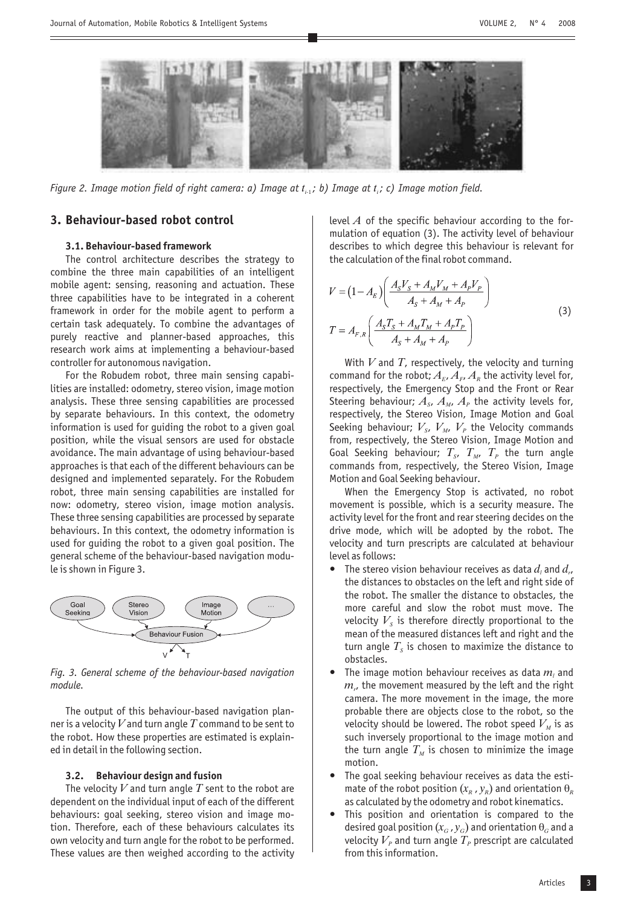Figure 2. Image motion field of right camera: a) Image at $t_{i-1}$; b) Image at $t_i$; c) Image motion field.

## 3. Behaviour-based robot control

### 3.1. Behaviour-based framework

The control architecture describes the strategy to combine the three main capabilities of an intelligent mobile agent: sensing, reasoning and actuation. These three capabilities have to be integrated in a coherent framework in order for the mobile agent to perform a certain task adequately. To combine the advantages of purely reactive and planner-based approaches, this research work aims at implementing a behaviour-based controller for autonomous navigation.

For the Robudem robot, three main sensing capabilities are installed: odometry, stereo vision, image motion analysis. These three sensing capabilities are processed by separate behaviours. In this context, the odometry information is used for guiding the robot to a given goal position, while the visual sensors are used for obstacle avoidance. The main advantage of using behaviour-based approaches is that each of the different behaviours can be designed and implemented separately. For the Robudem robot, three main sensing capabilities are installed for now: odometry, stereo vision, image motion analysis. These three sensing capabilities are processed by separate behaviours. In this context, the odometry information is used for guiding the robot to a given goal position. The general scheme of the behaviour-based navigation module is shown in Figure 3.

Fig. 3. General scheme of the behaviour-based navigation module.

The output of this behaviour-based navigation planner is a velocity $V$ and turn angle $T$ command to be sent to the robot. How these properties are estimated is explained in detail in the following section.

### 3.2. Behaviour design and fusion

The velocity $V$ and turn angle $T$ sent to the robot are dependent on the individual input of each of the different behaviours: goal seeking, stereo vision and image motion. Therefore, each of these behaviours calculates its own velocity and turn angle for the robot to be performed. These values are then weighed according to the activity level $A$ of the specific behaviour according to the formulation of equation (3). The activity level of behaviour describes to which degree this behaviour is relevant for the calculation of the final robot command.

$$
\begin{aligned}
V &= \left(1 - A_E\right)\left(\frac{A_S V_S + A_M V_M + A_P V_P}{A_S + A_M + A_P}\right) \\
T &= A_{F,R}\left(\frac{A_S T_S + A_M T_M + A_P T_P}{A_S + A_M + A_P}\right)
\end{aligned}
\tag{3}
$$

With $V$ and $T$, respectively, the velocity and turning command for the robot; $A_E$, $A_F$, $A_R$ the activity level for, respectively, the Emergency Stop and the Front or Rear Steering behaviour; $A_S$, $A_M$, $A_P$ the activity levels for, respectively, the Stereo Vision, Image Motion and Goal Seeking behaviour; $V_S$, $V_M$, $V_P$ the Velocity commands from, respectively, the Stereo Vision, Image Motion and Goal Seeking behaviour; $T_S$, $T_M$, $T_P$ the turn angle commands from, respectively, the Stereo Vision, Image Motion and Goal Seeking behaviour.

When the Emergency Stop is activated, no robot movement is possible, which is a security measure. The activity level for the front and rear steering decides on the drive mode, which will be adopted by the robot. The velocity and turn prescripts are calculated at behaviour level as follows:

- The stereo vision behaviour receives as data $d_l$ and $d_r$, the distances to obstacles on the left and right side of the robot. The smaller the distance to obstacles, the more careful and slow the robot must move. The velocity $V_S$ is therefore directly proportional to the mean of the measured distances left and right and the turn angle $T_S$ is chosen to maximize the distance to obstacles.
- The image motion behaviour receives as data $m_l$ and $m_r$, the movement measured by the left and the right camera. The more movement in the image, the more probable there are objects close to the robot, so the velocity should be lowered. The robot speed $V_M$ is as such inversely proportional to the image motion and the turn angle $T_M$ is chosen to minimize the image motion.
- The goal seeking behaviour receives as data the estimate of the robot position $(x_R, y_R)$ and orientation $\theta_R$ as calculated by the odometry and robot kinematics.
- This position and orientation is compared to the desired goal position $(x_G, y_G)$ and orientation $\theta_G$ and a velocity $V_P$ and turn angle $T_P$ prescript are calculated from this information.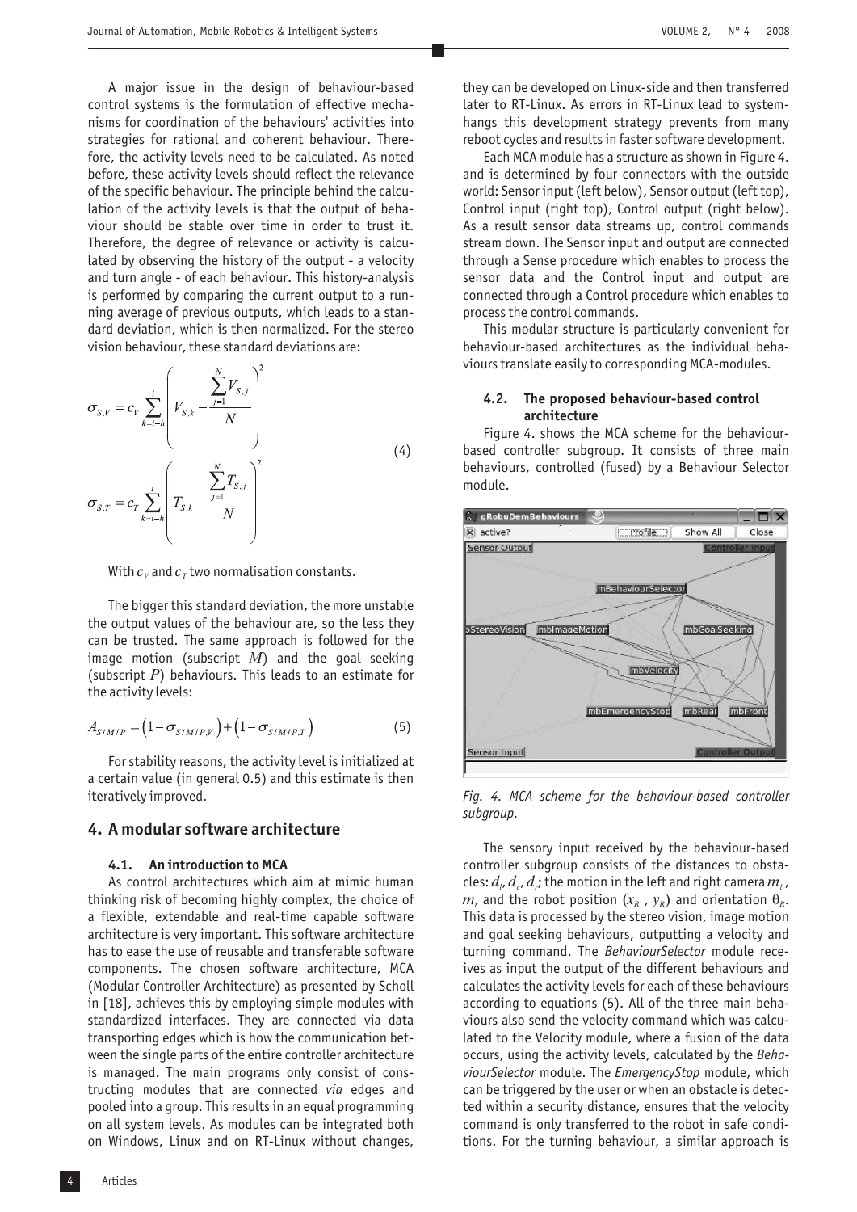A major issue in the design of behaviour-based control systems is the formulation of effective mechanisms for coordination of the behaviours' activities into strategies for rational and coherent behaviour. Therefore, the activity levels need to be calculated. As noted before, these activity levels should reflect the relevance of the specific behaviour. The principle behind the calculation of the activity levels is that the output of behaviour should be stable over time in order to trust it. Therefore, the degree of relevance or activity is calculated by observing the history of the output - a velocity and turn angle - of each behaviour. This history-analysis is performed by comparing the current output to a running average of previous outputs, which leads to a standard deviation, which is then normalized. For the stereo vision behaviour, these standard deviations are:

$$\sigma_{S,V} = c_V \sum_{k=i-h}^{i} \left( V_{S,k} - \frac{\sum_{j=1}^{N} V_{S,j}}{N} \right)^2$$

$$\sigma_{S,T} = c_T \sum_{k=i-h}^{i} \left( T_{S,k} - \frac{\sum_{j=1}^{N} T_{S,j}}{N} \right)^2 \tag{4}$$

With $c_V$ and $c_T$ two normalisation constants.

The bigger this standard deviation, the more unstable the output values of the behaviour are, so the less they can be trusted. The same approach is followed for the image motion (subscript $M$) and the goal seeking (subscript $P$) behaviours. This leads to an estimate for the activity levels:

$$A_{S/M/P} = \left(1 - \sigma_{S/M/P,V}\right) + \left(1 - \sigma_{S/M/P,T}\right) \tag{5}$$

For stability reasons, the activity level is initialized at a certain value (in general 0.5) and this estimate is then iteratively improved.

## 4. A modular software architecture

### 4.1. An introduction to MCA

As control architectures which aim at mimic human thinking risk of becoming highly complex, the choice of a flexible, extendable and real-time capable software architecture is very important. This software architecture has to ease the use of reusable and transferable software components. The chosen software architecture, MCA (Modular Controller Architecture) as presented by Scholl in [18], achieves this by employing simple modules with standardized interfaces. They are connected via data transporting edges which is how the communication between the single parts of the entire controller architecture is managed. The main programs only consist of constructing modules that are connected *via* edges and pooled into a group. This results in an equal programming on all system levels. As modules can be integrated both on Windows, Linux and on RT-Linux without changes, they can be developed on Linux-side and then transferred later to RT-Linux. As errors in RT-Linux lead to system-hangs this development strategy prevents from many reboot cycles and results in faster software development.

Each MCA module has a structure as shown in Figure 4. and is determined by four connectors with the outside world: Sensor input (left below), Sensor output (left top), Control input (right top), Control output (right below). As a result sensor data streams up, control commands stream down. The Sensor input and output are connected through a Sense procedure which enables to process the sensor data and the Control input and output are connected through a Control procedure which enables to process the control commands.

This modular structure is particularly convenient for behaviour-based architectures as the individual behaviours translate easily to corresponding MCA-modules.

### 4.2. The proposed behaviour-based control architecture

Figure 4. shows the MCA scheme for the behaviour-based controller subgroup. It consists of three main behaviours, controlled (fused) by a Behaviour Selector module.

*Fig. 4. MCA scheme for the behaviour-based controller subgroup.*

The sensory input received by the behaviour-based controller subgroup consists of the distances to obstacles: $d_l, d_c, d_r$; the motion in the left and right camera $m_l$, $m_r$ and the robot position $(x_R, y_R)$ and orientation $\theta_R$. This data is processed by the stereo vision, image motion and goal seeking behaviours, outputting a velocity and turning command. The *BehaviourSelector* module receives as input the output of the different behaviours and calculates the activity levels for each of these behaviours according to equations (5). All of the three main behaviours also send the velocity command which was calculated to the Velocity module, where a fusion of the data occurs, using the activity levels, calculated by the *BehaviourSelector* module. The *EmergencyStop* module, which can be triggered by the user or when an obstacle is detected within a security distance, ensures that the velocity command is only transferred to the robot in safe conditions. For the turning behaviour, a similar approach is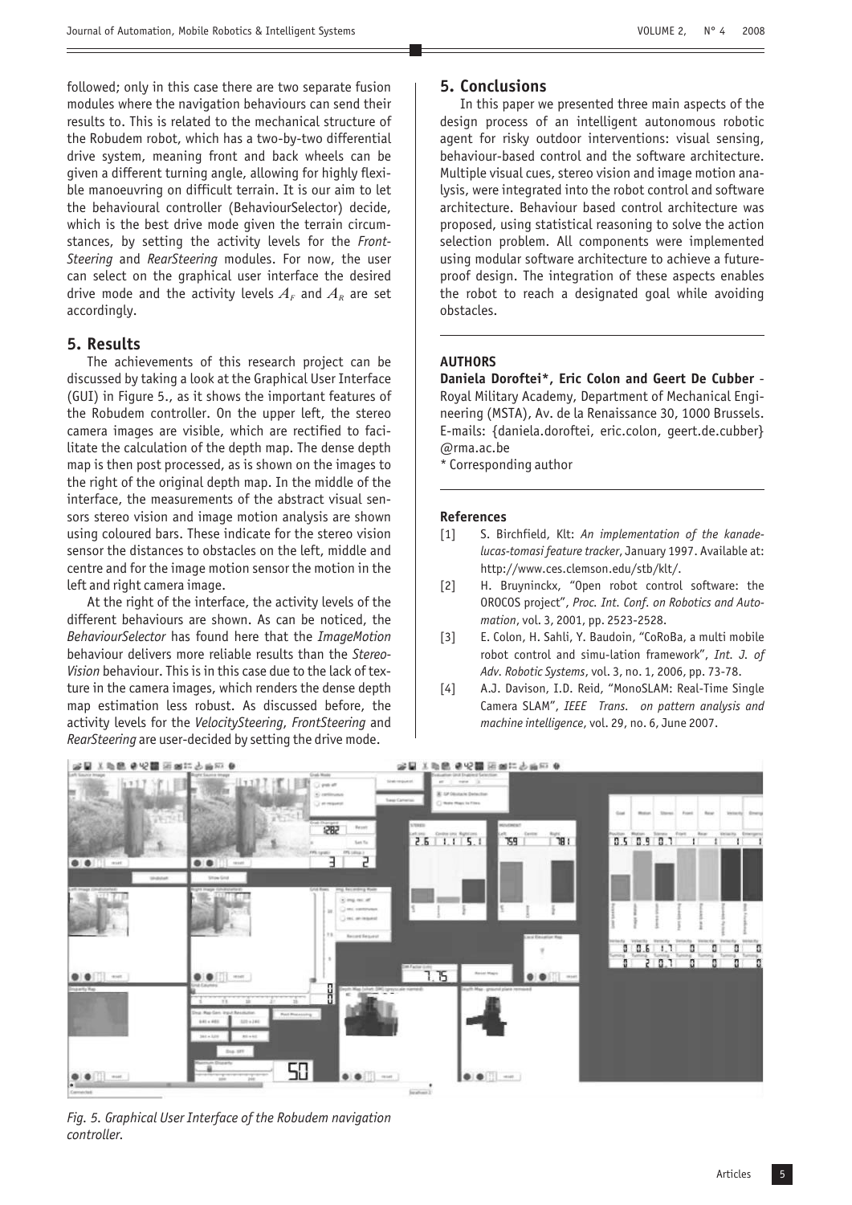followed; only in this case there are two separate fusion modules where the navigation behaviours can send their results to. This is related to the mechanical structure of the Robudem robot, which has a two-by-two differential drive system, meaning front and back wheels can be given a different turning angle, allowing for highly flexible manoeuvring on difficult terrain. It is our aim to let the behavioural controller (BehaviourSelector) decide, which is the best drive mode given the terrain circumstances, by setting the activity levels for the *FrontSteering* and *RearSteering* modules. For now, the user can select on the graphical user interface the desired drive mode and the activity levels $A_F$ and $A_R$ are set accordingly.

## 5. Results

The achievements of this research project can be discussed by taking a look at the Graphical User Interface (GUI) in Figure 5., as it shows the important features of the Robudem controller. On the upper left, the stereo camera images are visible, which are rectified to facilitate the calculation of the depth map. The dense depth map is then post processed, as is shown on the images to the right of the original depth map. In the middle of the interface, the measurements of the abstract visual sensors stereo vision and image motion analysis are shown using coloured bars. These indicate for the stereo vision sensor the distances to obstacles on the left, middle and centre and for the image motion sensor the motion in the left and right camera image.

At the right of the interface, the activity levels of the different behaviours are shown. As can be noticed, the *BehaviourSelector* has found here that the *ImageMotion* behaviour delivers more reliable results than the *StereoVision* behaviour. This is in this case due to the lack of texture in the camera images, which renders the dense depth map estimation less robust. As discussed before, the activity levels for the *VelocitySteering*, *FrontSteering* and *RearSteering* are user-decided by setting the drive mode.

## 5. Conclusions

In this paper we presented three main aspects of the design process of an intelligent autonomous robotic agent for risky outdoor interventions: visual sensing, behaviour-based control and the software architecture. Multiple visual cues, stereo vision and image motion analysis, were integrated into the robot control and software architecture. Behaviour based control architecture was proposed, using statistical reasoning to solve the action selection problem. All components were implemented using modular software architecture to achieve a future-proof design. The integration of these aspects enables the robot to reach a designated goal while avoiding obstacles.

### AUTHORS

**Daniela Doroftei\*, Eric Colon and Geert De Cubber** - Royal Military Academy, Department of Mechanical Engineering (MSTA), Av. de la Renaissance 30, 1000 Brussels. E-mails: {daniela.doroftei, eric.colon, geert.de.cubber} @rma.ac.be

\* Corresponding author

### References

[1] S. Birchfield, Klt: *An implementation of the kanade-lucas-tomasi feature tracker*, January 1997. Available at: http://www.ces.clemson.edu/stb/klt/.

[2] H. Bruyninckx, "Open robot control software: the OROCOS project", *Proc. Int. Conf. on Robotics and Automation*, vol. 3, 2001, pp. 2523-2528.

[3] E. Colon, H. Sahli, Y. Baudoin, "CoRoBa, a multi mobile robot control and simu-lation framework", *Int. J. of Adv. Robotic Systems*, vol. 3, no. 1, 2006, pp. 73-78.

[4] A.J. Davison, I.D. Reid, "MonoSLAM: Real-Time Single Camera SLAM", *IEEE Trans. on pattern analysis and machine intelligence*, vol. 29, no. 6, June 2007.

*Fig. 5. Graphical User Interface of the Robudem navigation controller.*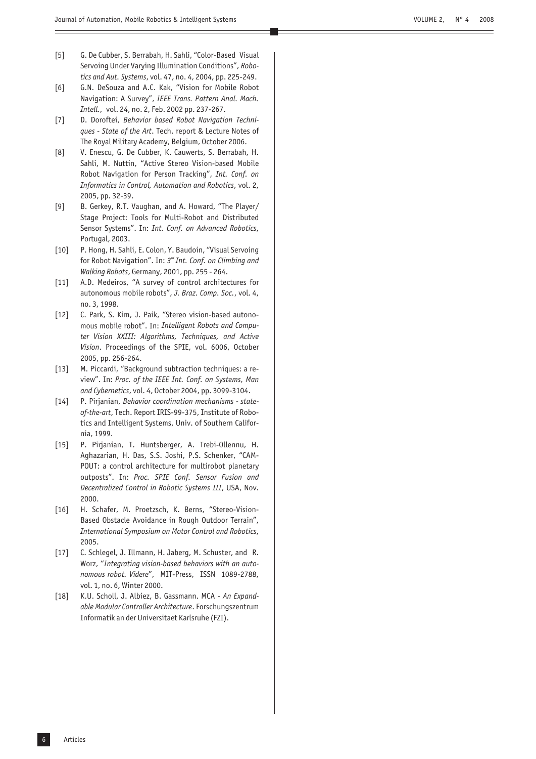[5] G. De Cubber, S. Berrabah, H. Sahli, "Color-Based Visual Servoing Under Varying Illumination Conditions", *Robotics and Aut. Systems*, vol. 47, no. 4, 2004, pp. 225-249.

[6] G.N. DeSouza and A.C. Kak, "Vision for Mobile Robot Navigation: A Survey", *IEEE Trans. Pattern Anal. Mach. Intell.*, vol. 24, no. 2, Feb. 2002 pp. 237-267.

[7] D. Doroftei, *Behavior based Robot Navigation Techniques - State of the Art*. Tech. report & Lecture Notes of The Royal Military Academy, Belgium, October 2006.

[8] V. Enescu, G. De Cubber, K. Cauwerts, S. Berrabah, H. Sahli, M. Nuttin, "Active Stereo Vision-based Mobile Robot Navigation for Person Tracking", *Int. Conf. on Informatics in Control, Automation and Robotics*, vol. 2, 2005, pp. 32-39.

[9] B. Gerkey, R.T. Vaughan, and A. Howard, "The Player/Stage Project: Tools for Multi-Robot and Distributed Sensor Systems". In: *Int. Conf. on Advanced Robotics*, Portugal, 2003.

[10] P. Hong, H. Sahli, E. Colon, Y. Baudoin, "Visual Servoing for Robot Navigation". In: *3rd Int. Conf. on Climbing and Walking Robots*, Germany, 2001, pp. 255 - 264.

[11] A.D. Medeiros, "A survey of control architectures for autonomous mobile robots", *J. Braz. Comp. Soc.*, vol. 4, no. 3, 1998.

[12] C. Park, S. Kim, J. Paik, "Stereo vision-based autonomous mobile robot". In: *Intelligent Robots and Computer Vision XXIII: Algorithms, Techniques, and Active Vision*. Proceedings of the SPIE, vol. 6006, October 2005, pp. 256-264.

[13] M. Piccardi, "Background subtraction techniques: a review". In: *Proc. of the IEEE Int. Conf. on Systems, Man and Cybernetics*, vol. 4, October 2004, pp. 3099-3104.

[14] P. Pirjanian, *Behavior coordination mechanisms - state-of-the-art*, Tech. Report IRIS-99-375, Institute of Robotics and Intelligent Systems, Univ. of Southern California, 1999.

[15] P. Pirjanian, T. Huntsberger, A. Trebi-Ollennu, H. Aghazarian, H. Das, S.S. Joshi, P.S. Schenker, "CAMPOUT: a control architecture for multirobot planetary outposts". In: *Proc. SPIE Conf. Sensor Fusion and Decentralized Control in Robotic Systems III*, USA, Nov. 2000.

[16] H. Schafer, M. Proetzsch, K. Berns, "Stereo-Vision-Based Obstacle Avoidance in Rough Outdoor Terrain", *International Symposium on Motor Control and Robotics*, 2005.

[17] C. Schlegel, J. Illmann, H. Jaberg, M. Schuster, and R. Worz, "*Integrating vision-based behaviors with an autonomous robot. Videre*", MIT-Press, ISSN 1089-2788, vol. 1, no. 6, Winter 2000.

[18] K.U. Scholl, J. Albiez, B. Gassmann. MCA - *An Expandable Modular Controller Architecture*. Forschungszentrum Informatik an der Universitaet Karlsruhe (FZI).